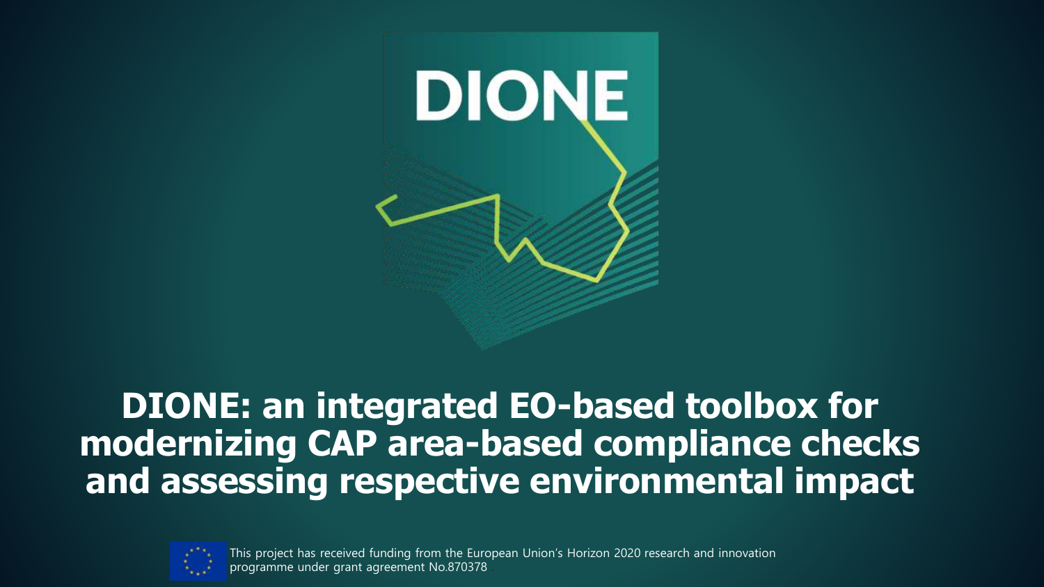DIONE

# DIONE: an integrated EO-based toolbox for modernizing CAP area-based compliance checks and assessing respective environmental impact

This project has received funding from the European Union's Horizon 2020 research and innovation programme under grant agreement No.870378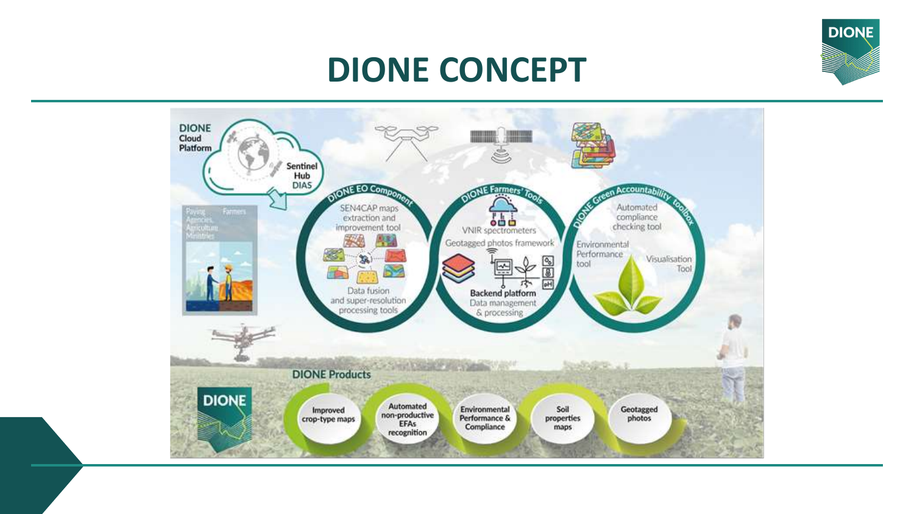# DIONE CONCEPT

DIONE Cloud Platform

Sentinel Hub DIAS

Paying Agencies, Agriculture Ministries

Farmers

**DIONE EO Component**

SEN4CAP maps extraction and improvement tool

Data fusion and super-resolution processing tools

**DIONE Farmers' Tools**

VNIR spectrometers

Geotagged photos framework

Backend platform

Data management & processing

**DIONE Green Accountability toolbox**

Automated compliance checking tool

Environmental Performance tool

Visualisation Tool

**DIONE Products**

- Improved crop-type maps
- Automated non-productive EFAs recognition
- Environmental Performance & Compliance
- Soil properties maps
- Geotagged photos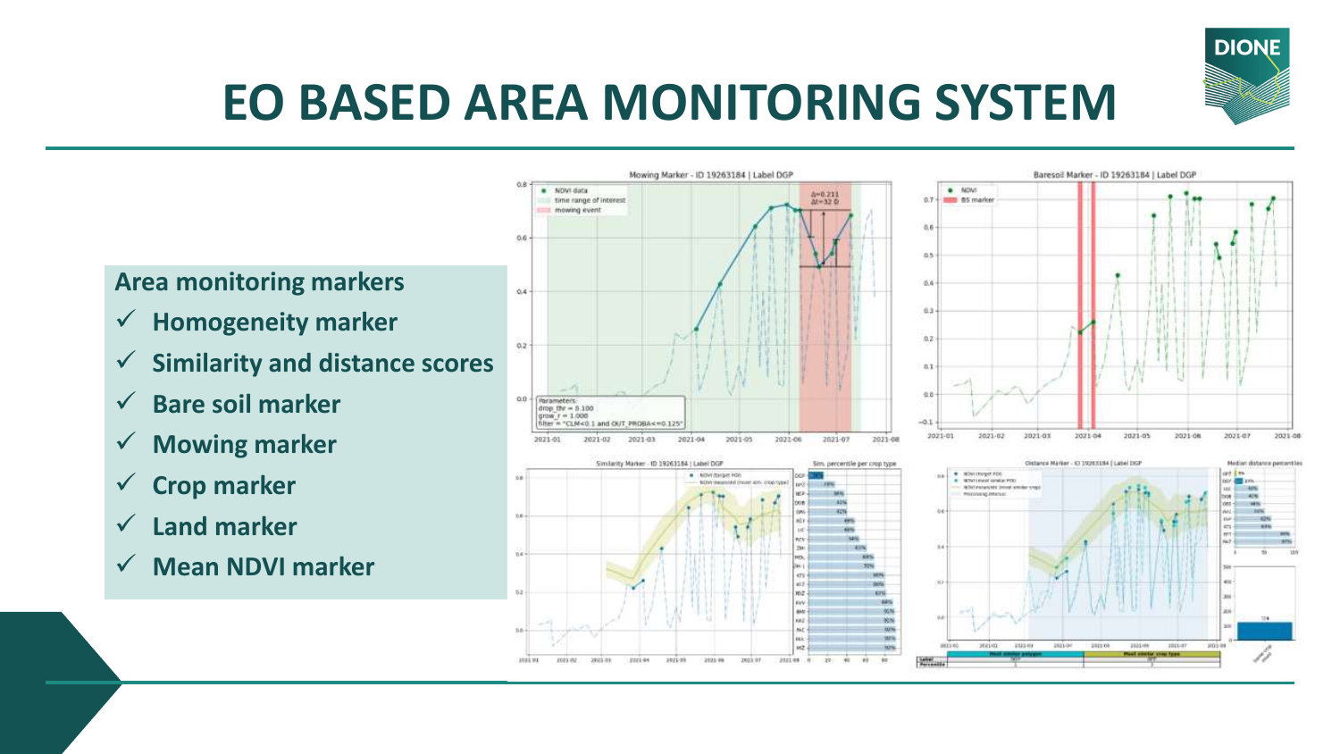# EO BASED AREA MONITORING SYSTEM

**Area monitoring markers**

- ✓ **Homogeneity marker**
- ✓ **Similarity and distance scores**
- ✓ **Bare soil marker**
- ✓ **Mowing marker**
- ✓ **Crop marker**
- ✓ **Land marker**
- ✓ **Mean NDVI marker**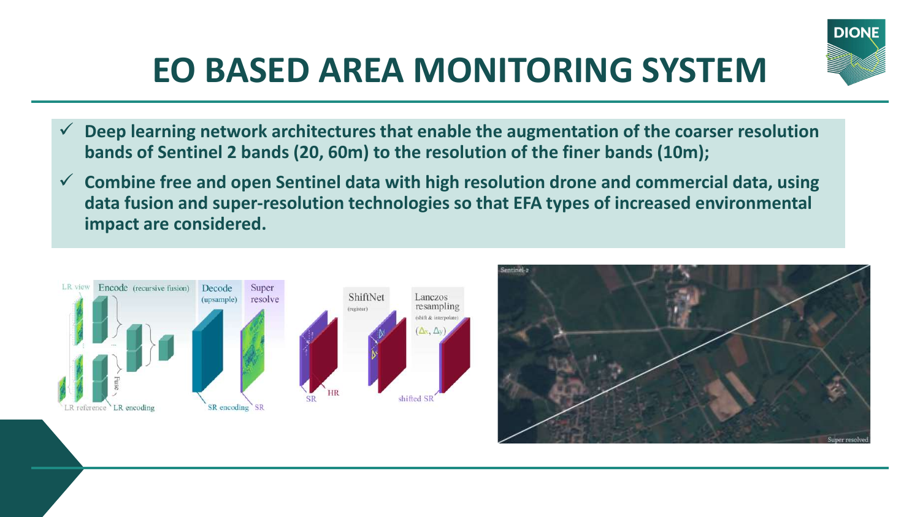# EO BASED AREA MONITORING SYSTEM

- ✓ **Deep learning network architectures that enable the augmentation of the coarser resolution bands of Sentinel 2 bands (20, 60m) to the resolution of the finer bands (10m);**
- ✓ **Combine free and open Sentinel data with high resolution drone and commercial data, using data fusion and super-resolution technologies so that EFA types of increased environmental impact are considered.**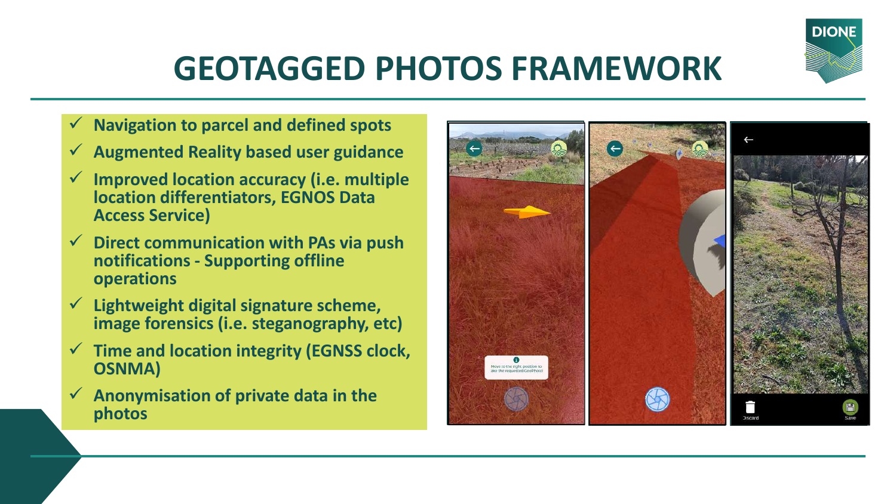# GEOTAGGED PHOTOS FRAMEWORK

- ✓ **Navigation to parcel and defined spots**
- ✓ **Augmented Reality based user guidance**
- ✓ **Improved location accuracy (i.e. multiple location differentiators, EGNOS Data Access Service)**
- ✓ **Direct communication with PAs via push notifications - Supporting offline operations**
- ✓ **Lightweight digital signature scheme, image forensics (i.e. steganography, etc)**
- ✓ **Time and location integrity (EGNSS clock, OSNMA)**
- ✓ **Anonymisation of private data in the photos**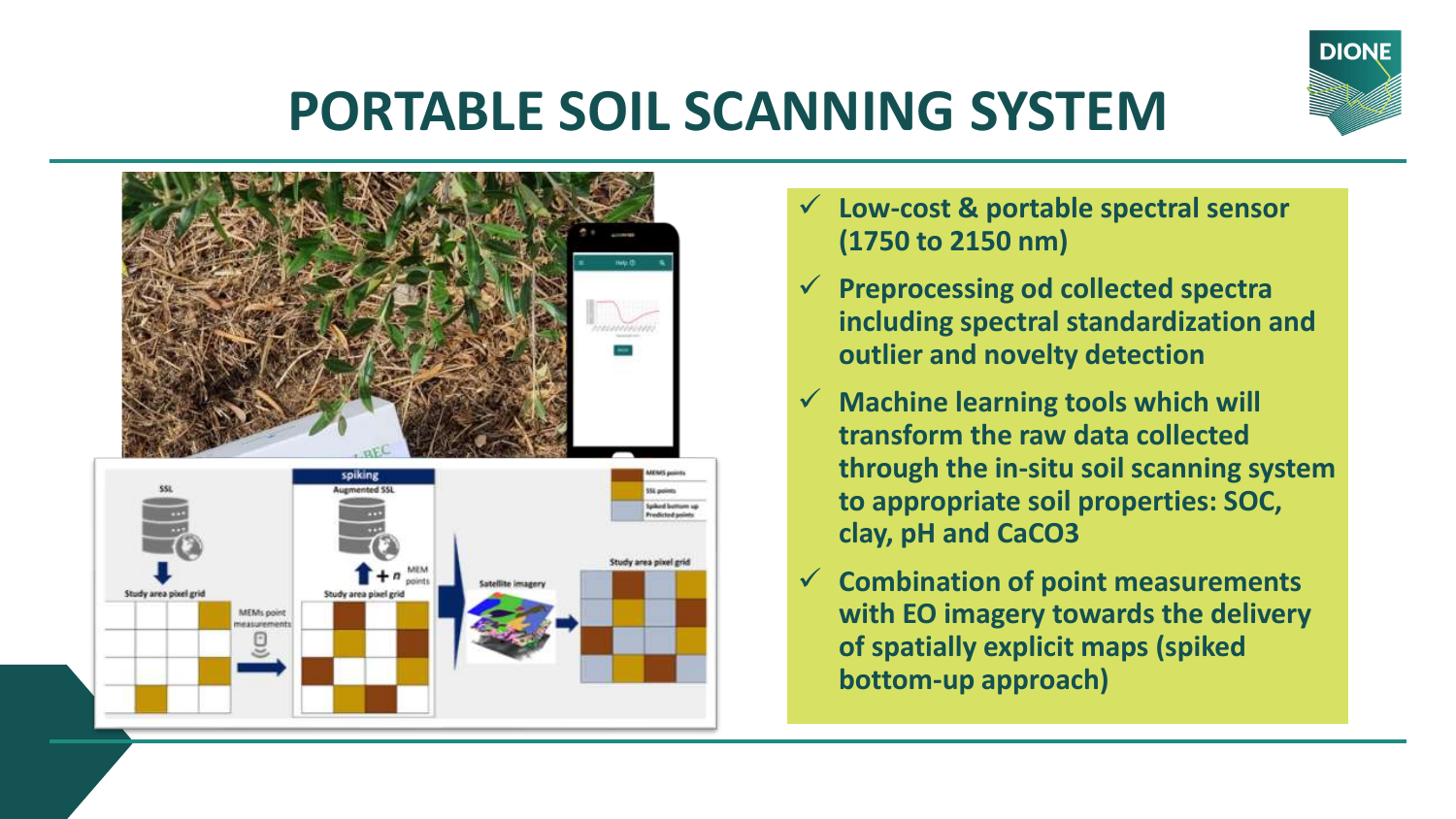# PORTABLE SOIL SCANNING SYSTEM

- ✓ **Low-cost & portable spectral sensor (1750 to 2150 nm)**
- ✓ **Preprocessing od collected spectra including spectral standardization and outlier and novelty detection**
- ✓ **Machine learning tools which will transform the raw data collected through the in-situ soil scanning system to appropriate soil properties: SOC, clay, pH and CaCO3**
- ✓ **Combination of point measurements with EO imagery towards the delivery of spatially explicit maps (spiked bottom-up approach)**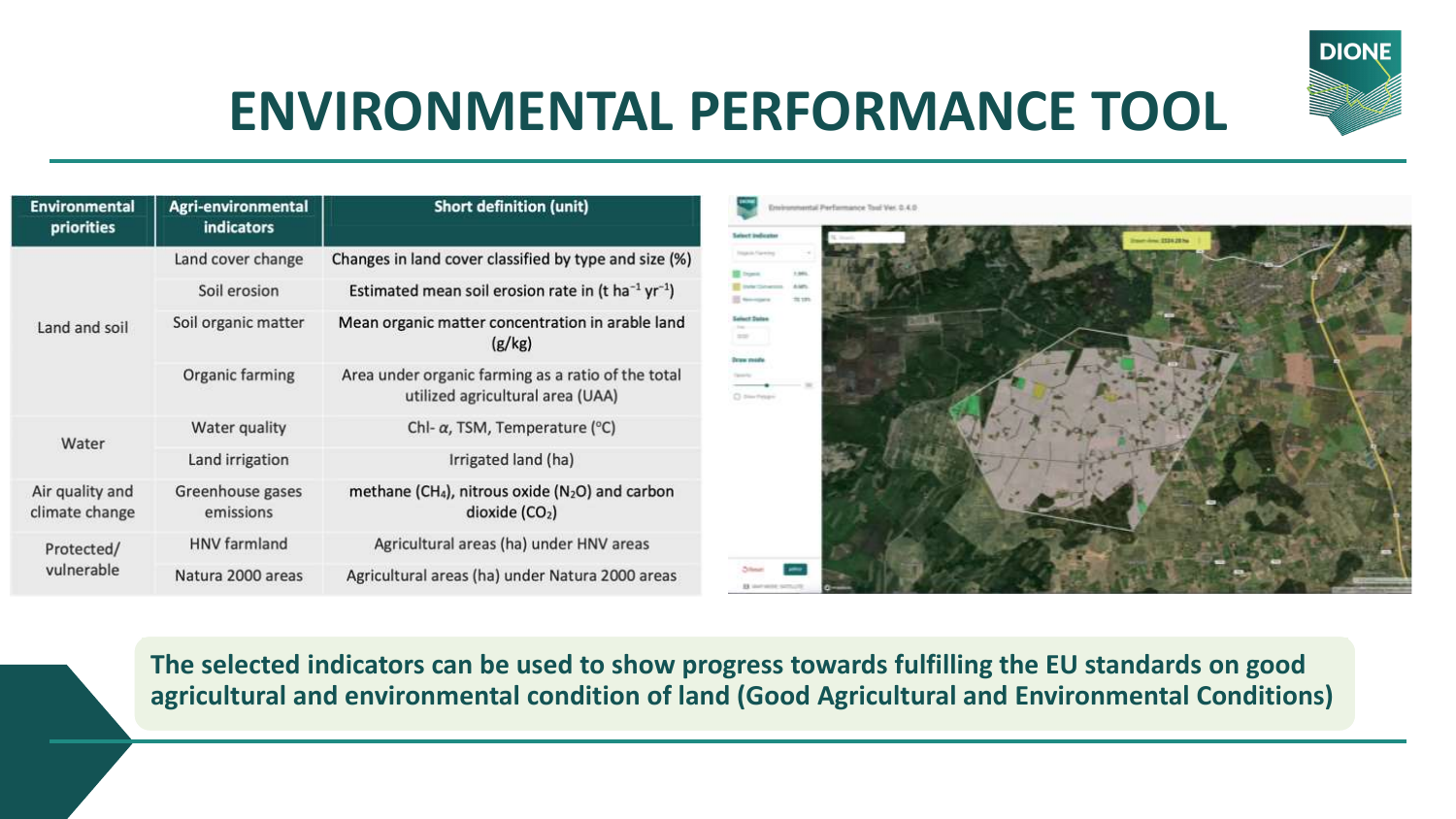# ENVIRONMENTAL PERFORMANCE TOOL

| Environmental priorities | Agri-environmental indicators | Short definition (unit) |
|---|---|---|
| Land and soil | Land cover change | Changes in land cover classified by type and size (%) |
| | Soil erosion | Estimated mean soil erosion rate in (t $ha^{-1}$ $yr^{-1}$) |
| | Soil organic matter | Mean organic matter concentration in arable land (g/kg) |
| | Organic farming | Area under organic farming as a ratio of the total utilized agricultural area (UAA) |
| Water | Water quality | Chl- $\alpha$, TSM, Temperature (°C) |
| | Land irrigation | Irrigated land (ha) |
| Air quality and climate change | Greenhouse gases emissions | methane ($CH_4$), nitrous oxide ($N_2O$) and carbon dioxide ($CO_2$) |
| Protected/ vulnerable | HNV farmland | Agricultural areas (ha) under HNV areas |
| | Natura 2000 areas | Agricultural areas (ha) under Natura 2000 areas |

**The selected indicators can be used to show progress towards fulfilling the EU standards on good agricultural and environmental condition of land (Good Agricultural and Environmental Conditions)**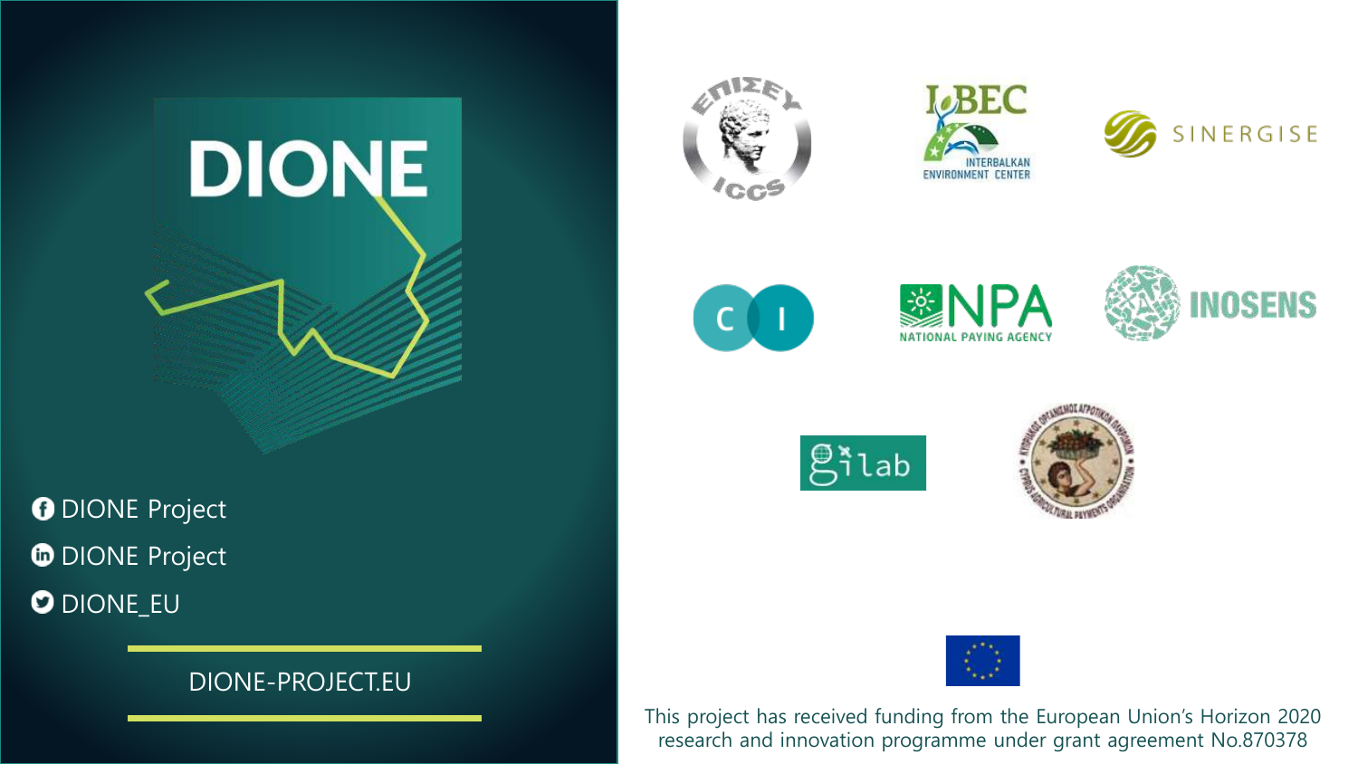# DIONE

DIONE Project

DIONE Project

DIONE_EU

DIONE-PROJECT.EU

This project has received funding from the European Union's Horizon 2020 research and innovation programme under grant agreement No.870378